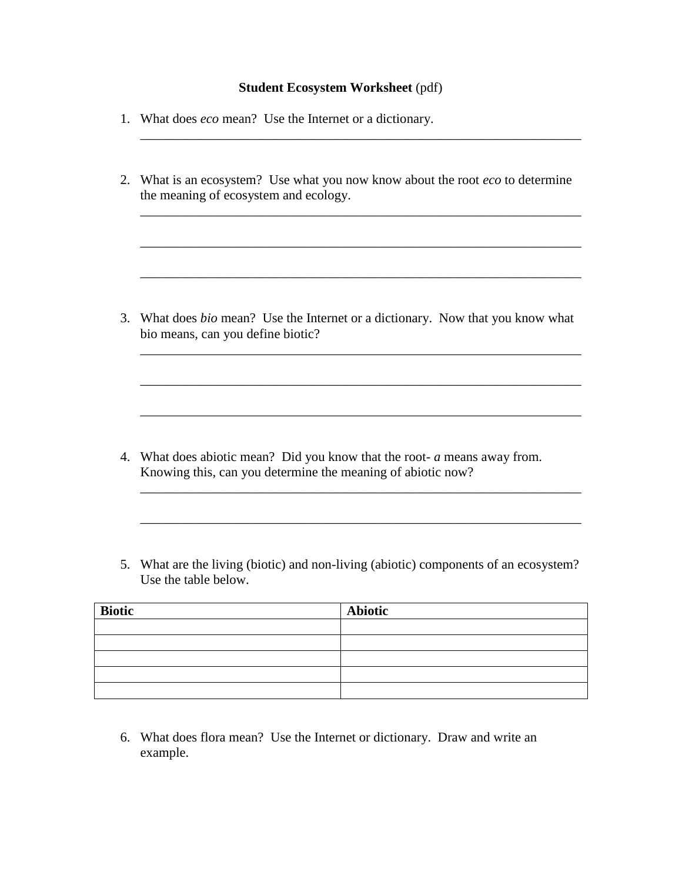**Student Ecosystem Worksheet** (pdf)

1. What does *eco* mean? Use the Internet or a dictionary.
   ____________________________________________________________________

2. What is an ecosystem? Use what you now know about the root *eco* to determine the meaning of ecosystem and ecology.
   ____________________________________________________________________

   ____________________________________________________________________

   ____________________________________________________________________

3. What does *bio* mean? Use the Internet or a dictionary. Now that you know what bio means, can you define biotic?
   ____________________________________________________________________

   ____________________________________________________________________

   ____________________________________________________________________

4. What does abiotic mean? Did you know that the root- *a* means away from. Knowing this, can you determine the meaning of abiotic now?
   ____________________________________________________________________

   ____________________________________________________________________

5. What are the living (biotic) and non-living (abiotic) components of an ecosystem? Use the table below.

| **Biotic** | **Abiotic** |
|---|---|
| | |
| | |
| | |
| | |
| | |

6. What does flora mean? Use the Internet or dictionary. Draw and write an example.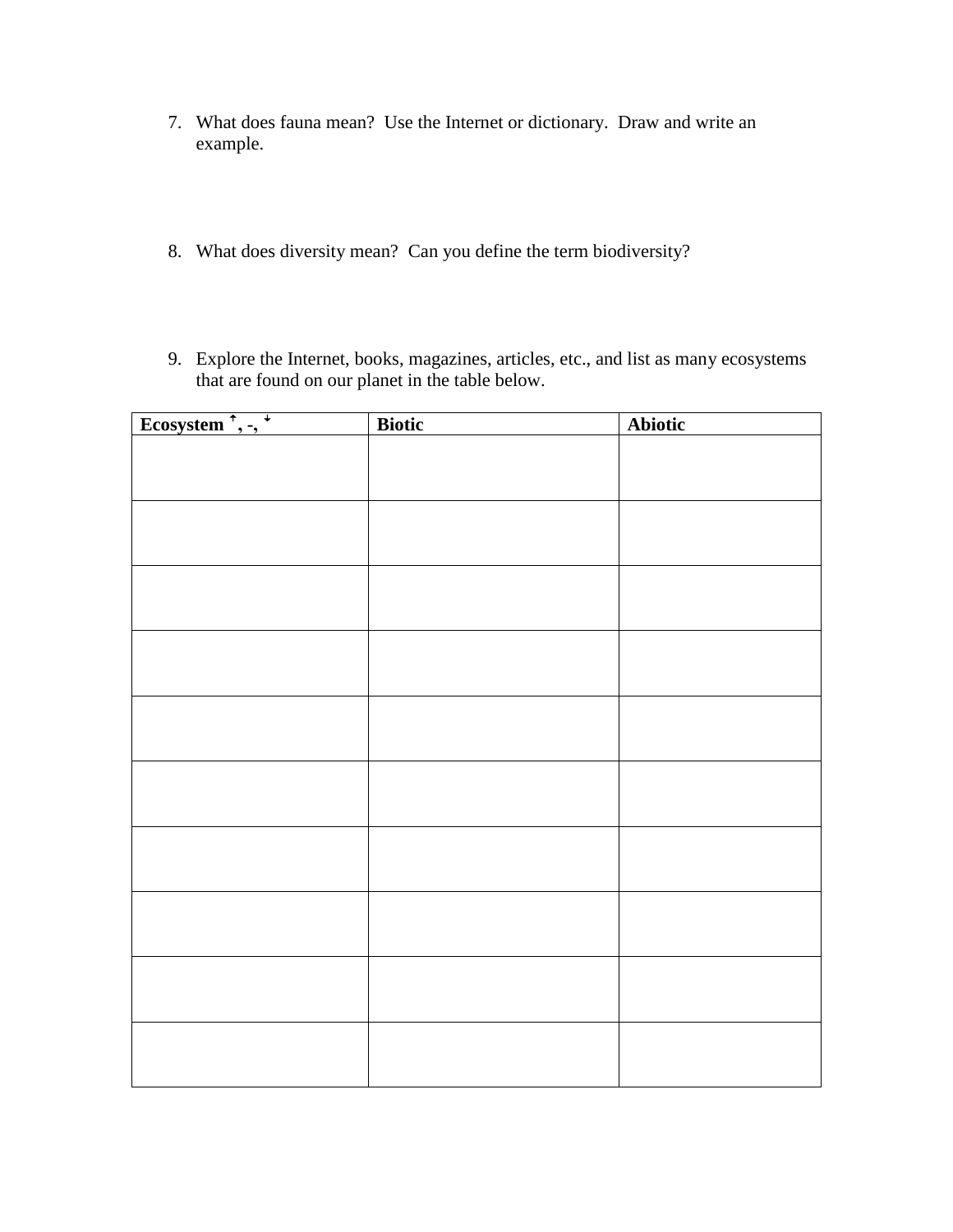7. What does fauna mean?  Use the Internet or dictionary.  Draw and write an example.

8. What does diversity mean?  Can you define the term biodiversity?

9. Explore the Internet, books, magazines, articles, etc., and list as many ecosystems that are found on our planet in the table below.

| Ecosystem ↑, -, ↓ | Biotic | Abiotic |
|---|---|---|
| | | |
| | | |
| | | |
| | | |
| | | |
| | | |
| | | |
| | | |
| | | |
| | | |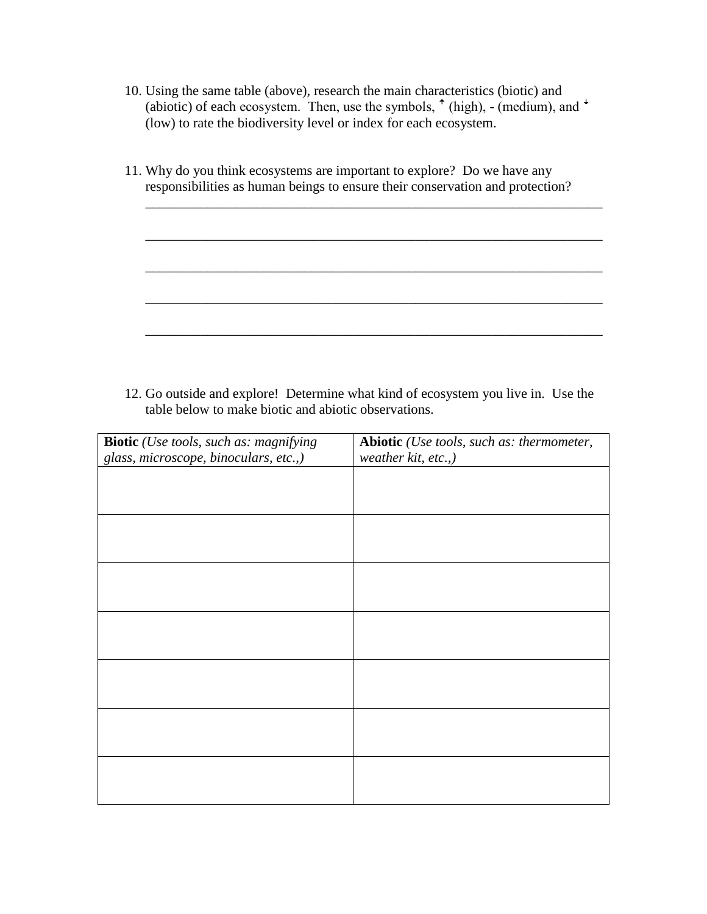10. Using the same table (above), research the main characteristics (biotic) and (abiotic) of each ecosystem. Then, use the symbols, ↑ (high), - (medium), and ↓ (low) to rate the biodiversity level or index for each ecosystem.

11. Why do you think ecosystems are important to explore? Do we have any responsibilities as human beings to ensure their conservation and protection?
___________________________________________________________________

___________________________________________________________________

___________________________________________________________________

___________________________________________________________________

___________________________________________________________________

12. Go outside and explore! Determine what kind of ecosystem you live in. Use the table below to make biotic and abiotic observations.

| **Biotic** *(Use tools, such as: magnifying glass, microscope, binoculars, etc.,)* | **Abiotic** *(Use tools, such as: thermometer, weather kit, etc.,)* |
|---|---|
| | |
| | |
| | |
| | |
| | |
| | |
| | |